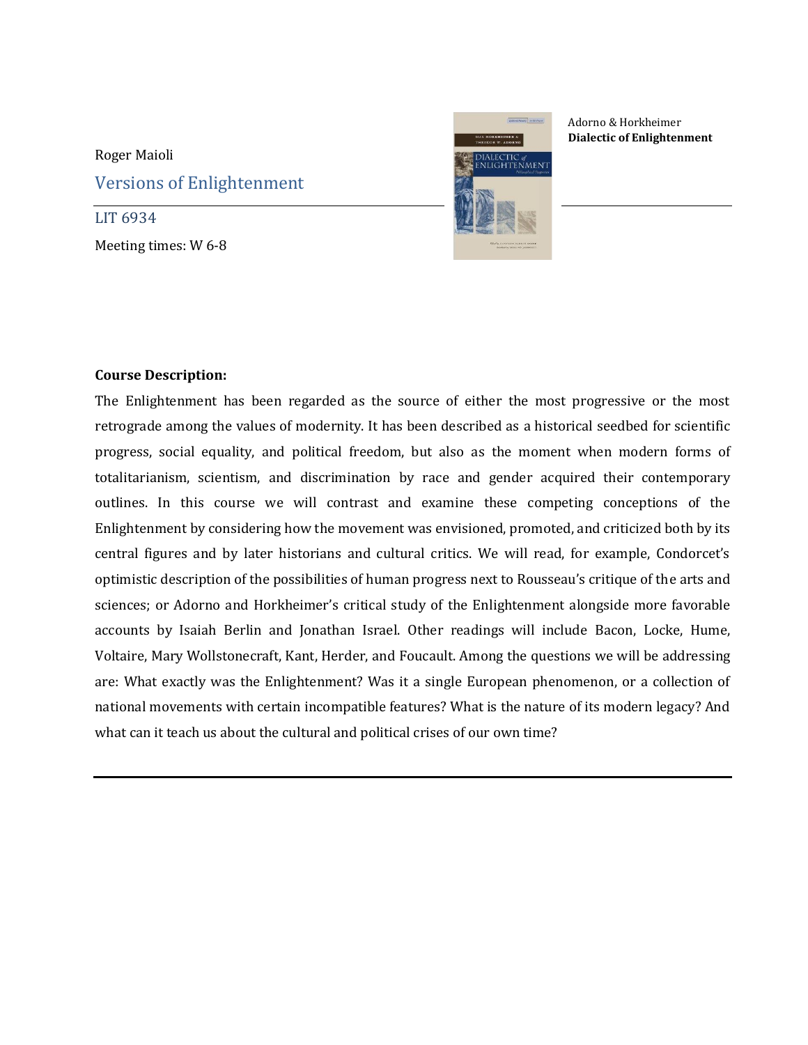Roger Maioli

## Versions of Enlightenment

LIT 6934

Meeting times: W 6-8

Adorno & Horkheimer
**Dialectic of Enlightenment**

**Course Description:**

The Enlightenment has been regarded as the source of either the most progressive or the most retrograde among the values of modernity. It has been described as a historical seedbed for scientific progress, social equality, and political freedom, but also as the moment when modern forms of totalitarianism, scientism, and discrimination by race and gender acquired their contemporary outlines. In this course we will contrast and examine these competing conceptions of the Enlightenment by considering how the movement was envisioned, promoted, and criticized both by its central figures and by later historians and cultural critics. We will read, for example, Condorcet's optimistic description of the possibilities of human progress next to Rousseau's critique of the arts and sciences; or Adorno and Horkheimer's critical study of the Enlightenment alongside more favorable accounts by Isaiah Berlin and Jonathan Israel. Other readings will include Bacon, Locke, Hume, Voltaire, Mary Wollstonecraft, Kant, Herder, and Foucault. Among the questions we will be addressing are: What exactly was the Enlightenment? Was it a single European phenomenon, or a collection of national movements with certain incompatible features? What is the nature of its modern legacy? And what can it teach us about the cultural and political crises of our own time?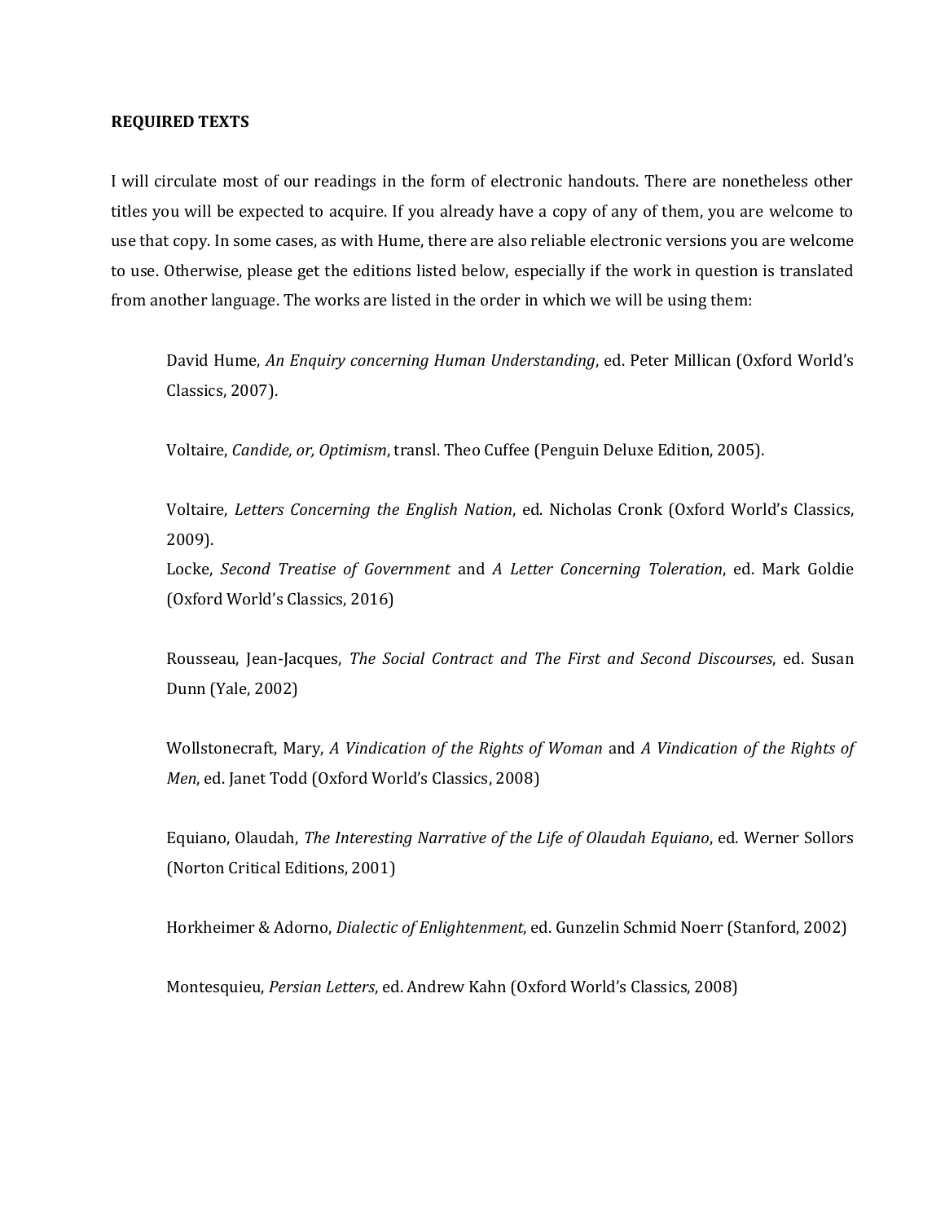**REQUIRED TEXTS**

I will circulate most of our readings in the form of electronic handouts. There are nonetheless other titles you will be expected to acquire. If you already have a copy of any of them, you are welcome to use that copy. In some cases, as with Hume, there are also reliable electronic versions you are welcome to use. Otherwise, please get the editions listed below, especially if the work in question is translated from another language. The works are listed in the order in which we will be using them:

> David Hume, *An Enquiry concerning Human Understanding*, ed. Peter Millican (Oxford World's Classics, 2007).
>
> Voltaire, *Candide, or, Optimism*, transl. Theo Cuffee (Penguin Deluxe Edition, 2005).
>
> Voltaire, *Letters Concerning the English Nation*, ed. Nicholas Cronk (Oxford World's Classics, 2009).
> Locke, *Second Treatise of Government* and *A Letter Concerning Toleration*, ed. Mark Goldie (Oxford World's Classics, 2016)
>
> Rousseau, Jean-Jacques, *The Social Contract and The First and Second Discourses*, ed. Susan Dunn (Yale, 2002)
>
> Wollstonecraft, Mary, *A Vindication of the Rights of Woman* and *A Vindication of the Rights of Men*, ed. Janet Todd (Oxford World's Classics, 2008)
>
> Equiano, Olaudah, *The Interesting Narrative of the Life of Olaudah Equiano*, ed. Werner Sollors (Norton Critical Editions, 2001)
>
> Horkheimer & Adorno, *Dialectic of Enlightenment*, ed. Gunzelin Schmid Noerr (Stanford, 2002)
>
> Montesquieu, *Persian Letters*, ed. Andrew Kahn (Oxford World's Classics, 2008)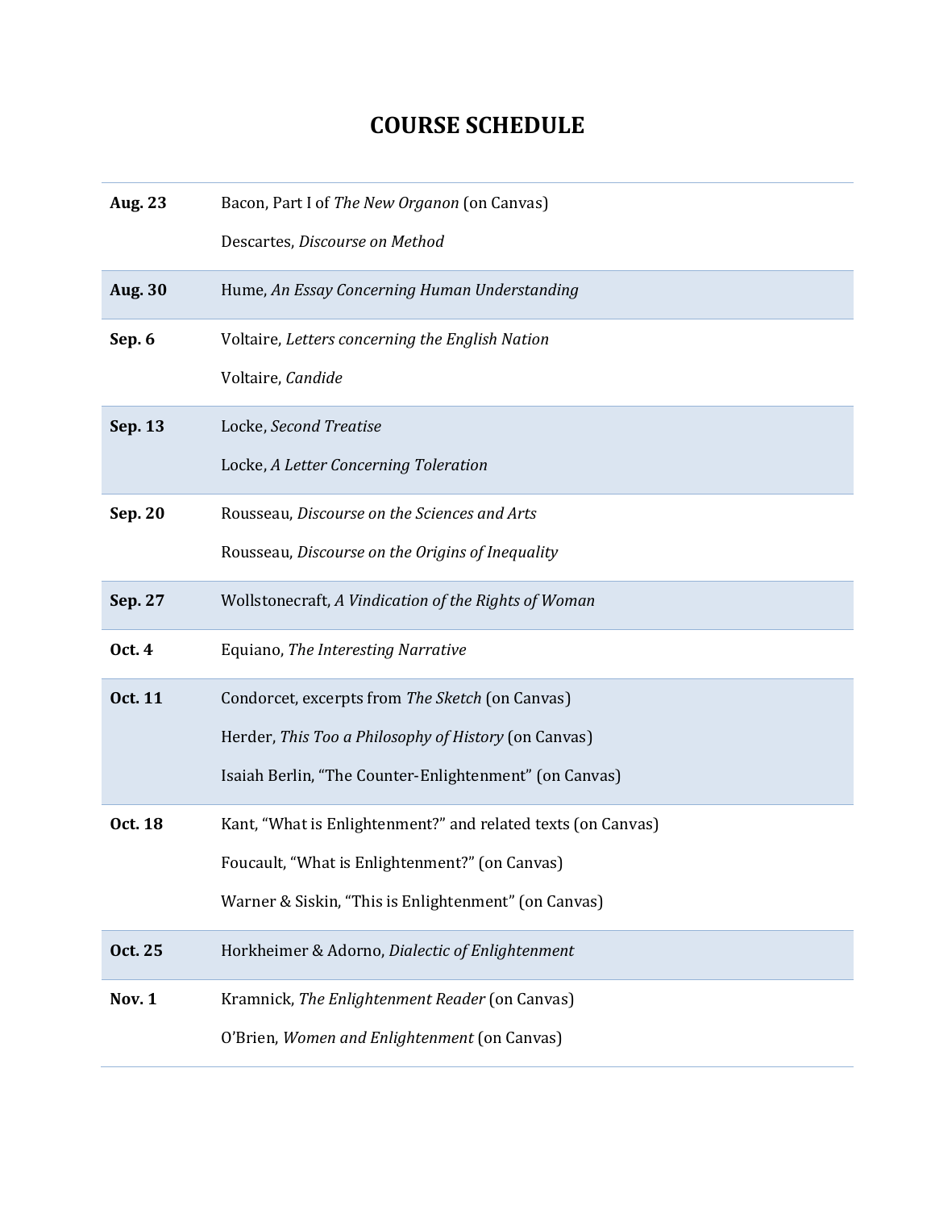# COURSE SCHEDULE

| | |
|---|---|
| **Aug. 23** | Bacon, Part I of *The New Organon* (on Canvas)<br>Descartes, *Discourse on Method* |
| **Aug. 30** | Hume, *An Essay Concerning Human Understanding* |
| **Sep. 6** | Voltaire, *Letters concerning the English Nation*<br>Voltaire, *Candide* |
| **Sep. 13** | Locke, *Second Treatise*<br>Locke, *A Letter Concerning Toleration* |
| **Sep. 20** | Rousseau, *Discourse on the Sciences and Arts*<br>Rousseau, *Discourse on the Origins of Inequality* |
| **Sep. 27** | Wollstonecraft, *A Vindication of the Rights of Woman* |
| **Oct. 4** | Equiano, *The Interesting Narrative* |
| **Oct. 11** | Condorcet, excerpts from *The Sketch* (on Canvas)<br>Herder, *This Too a Philosophy of History* (on Canvas)<br>Isaiah Berlin, "The Counter-Enlightenment" (on Canvas) |
| **Oct. 18** | Kant, "What is Enlightenment?" and related texts (on Canvas)<br>Foucault, "What is Enlightenment?" (on Canvas)<br>Warner & Siskin, "This is Enlightenment" (on Canvas) |
| **Oct. 25** | Horkheimer & Adorno, *Dialectic of Enlightenment* |
| **Nov. 1** | Kramnick, *The Enlightenment Reader* (on Canvas)<br>O'Brien, *Women and Enlightenment* (on Canvas) |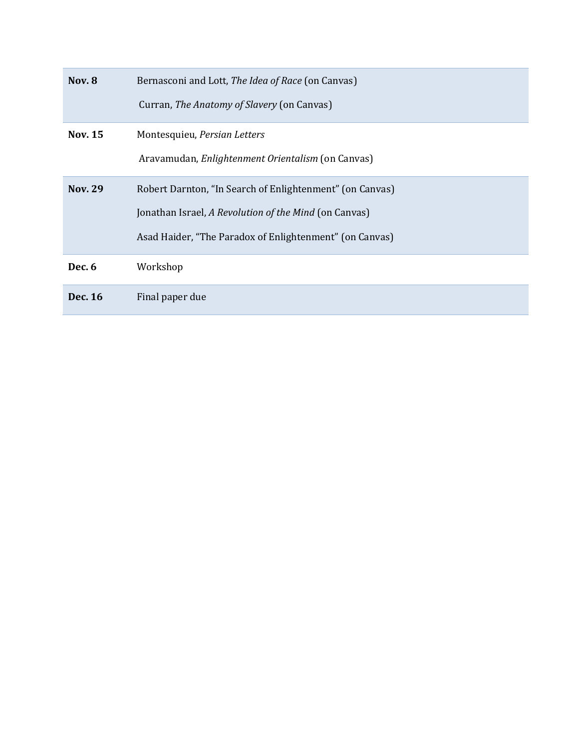| | |
|---|---|
| **Nov. 8** | Bernasconi and Lott, *The Idea of Race* (on Canvas)<br><br>Curran, *The Anatomy of Slavery* (on Canvas) |
| **Nov. 15** | Montesquieu, *Persian Letters*<br><br>Aravamudan, *Enlightenment Orientalism* (on Canvas) |
| **Nov. 29** | Robert Darnton, "In Search of Enlightenment" (on Canvas)<br><br>Jonathan Israel, *A Revolution of the Mind* (on Canvas)<br><br>Asad Haider, "The Paradox of Enlightenment" (on Canvas) |
| **Dec. 6** | Workshop |
| **Dec. 16** | Final paper due |